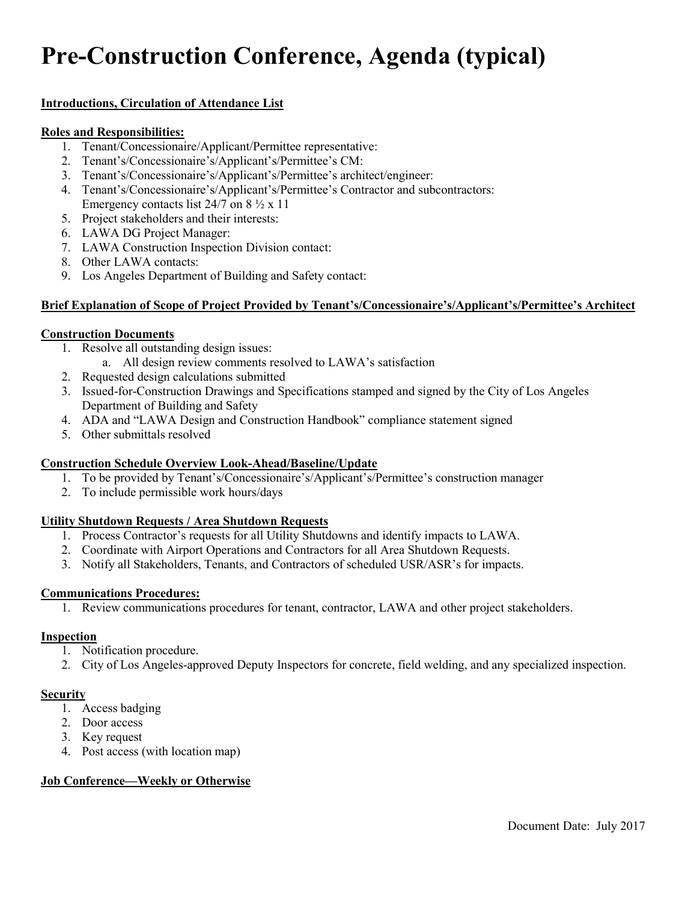# Pre-Construction Conference, Agenda (typical)

**Introductions, Circulation of Attendance List**

**Roles and Responsibilities:**

1. Tenant/Concessionaire/Applicant/Permittee representative:
2. Tenant's/Concessionaire's/Applicant's/Permittee's CM:
3. Tenant's/Concessionaire's/Applicant's/Permittee's architect/engineer:
4. Tenant's/Concessionaire's/Applicant's/Permittee's Contractor and subcontractors: Emergency contacts list 24/7 on 8 ½ x 11
5. Project stakeholders and their interests:
6. LAWA DG Project Manager:
7. LAWA Construction Inspection Division contact:
8. Other LAWA contacts:
9. Los Angeles Department of Building and Safety contact:

**Brief Explanation of Scope of Project Provided by Tenant's/Concessionaire's/Applicant's/Permittee's Architect**

**Construction Documents**

1. Resolve all outstanding design issues:
   a. All design review comments resolved to LAWA's satisfaction
2. Requested design calculations submitted
3. Issued-for-Construction Drawings and Specifications stamped and signed by the City of Los Angeles Department of Building and Safety
4. ADA and "LAWA Design and Construction Handbook" compliance statement signed
5. Other submittals resolved

**Construction Schedule Overview Look-Ahead/Baseline/Update**

1. To be provided by Tenant's/Concessionaire's/Applicant's/Permittee's construction manager
2. To include permissible work hours/days

**Utility Shutdown Requests / Area Shutdown Requests**

1. Process Contractor's requests for all Utility Shutdowns and identify impacts to LAWA.
2. Coordinate with Airport Operations and Contractors for all Area Shutdown Requests.
3. Notify all Stakeholders, Tenants, and Contractors of scheduled USR/ASR's for impacts.

**Communications Procedures:**

1. Review communications procedures for tenant, contractor, LAWA and other project stakeholders.

**Inspection**

1. Notification procedure.
2. City of Los Angeles-approved Deputy Inspectors for concrete, field welding, and any specialized inspection.

**Security**

1. Access badging
2. Door access
3. Key request
4. Post access (with location map)

**Job Conference—Weekly or Otherwise**

Document Date: July 2017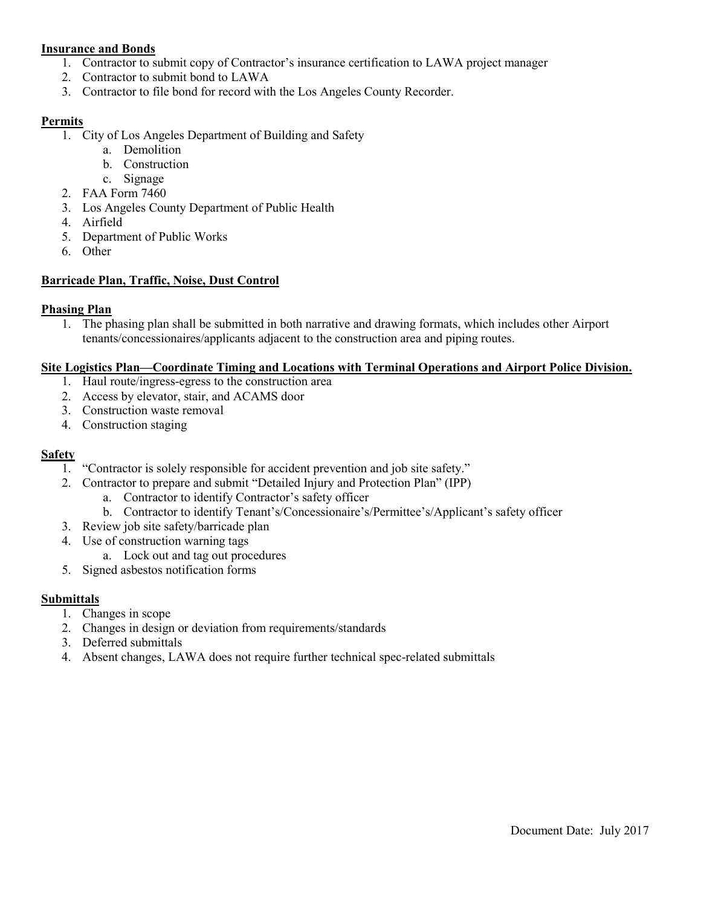**Insurance and Bonds**

1. Contractor to submit copy of Contractor's insurance certification to LAWA project manager
2. Contractor to submit bond to LAWA
3. Contractor to file bond for record with the Los Angeles County Recorder.

**Permits**

1. City of Los Angeles Department of Building and Safety
    a. Demolition
    b. Construction
    c. Signage
2. FAA Form 7460
3. Los Angeles County Department of Public Health
4. Airfield
5. Department of Public Works
6. Other

**Barricade Plan, Traffic, Noise, Dust Control**

**Phasing Plan**

1. The phasing plan shall be submitted in both narrative and drawing formats, which includes other Airport tenants/concessionaires/applicants adjacent to the construction area and piping routes.

**Site Logistics Plan—Coordinate Timing and Locations with Terminal Operations and Airport Police Division.**

1. Haul route/ingress-egress to the construction area
2. Access by elevator, stair, and ACAMS door
3. Construction waste removal
4. Construction staging

**Safety**

1. "Contractor is solely responsible for accident prevention and job site safety."
2. Contractor to prepare and submit "Detailed Injury and Protection Plan" (IPP)
    a. Contractor to identify Contractor's safety officer
    b. Contractor to identify Tenant's/Concessionaire's/Permittee's/Applicant's safety officer
3. Review job site safety/barricade plan
4. Use of construction warning tags
    a. Lock out and tag out procedures
5. Signed asbestos notification forms

**Submittals**

1. Changes in scope
2. Changes in design or deviation from requirements/standards
3. Deferred submittals
4. Absent changes, LAWA does not require further technical spec-related submittals

Document Date: July 2017